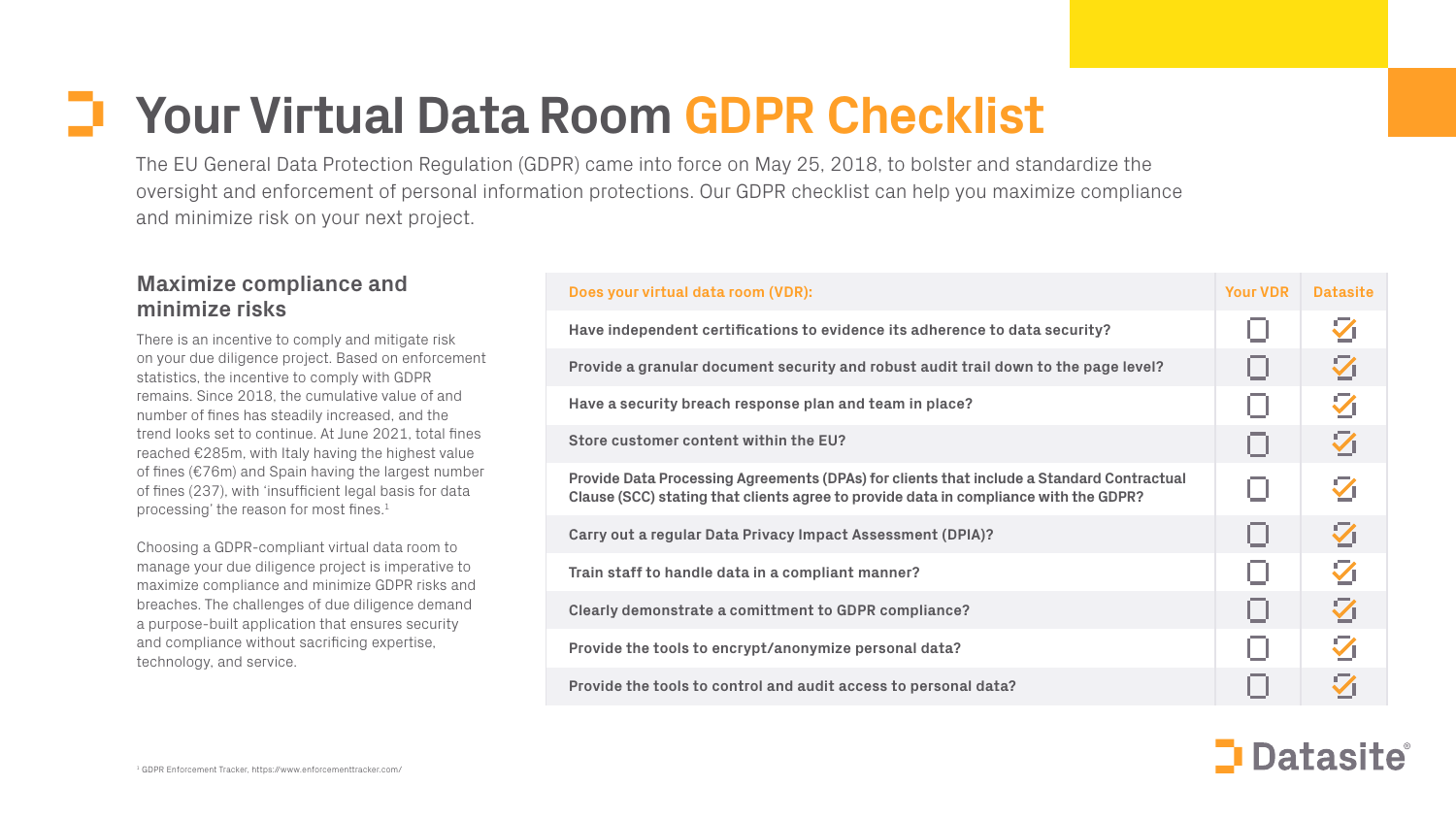# Your Virtual Data Room GDPR Checklist

The EU General Data Protection Regulation (GDPR) came into force on May 25, 2018, to bolster and standardize the oversight and enforcement of personal information protections. Our GDPR checklist can help you maximize compliance and minimize risk on your next project.

## Maximize compliance and minimize risks

There is an incentive to comply and mitigate risk on your due diligence project. Based on enforcement statistics, the incentive to comply with GDPR remains. Since 2018, the cumulative value of and number of fines has steadily increased, and the trend looks set to continue. At June 2021, total fines reached €285m, with Italy having the highest value of fines (€76m) and Spain having the largest number of fines (237), with 'insufficient legal basis for data processing' the reason for most fines.[1]

Choosing a GDPR-compliant virtual data room to manage your due diligence project is imperative to maximize compliance and minimize GDPR risks and breaches. The challenges of due diligence demand a purpose-built application that ensures security and compliance without sacrificing expertise, technology, and service.

| Does your virtual data room (VDR): | Your VDR | Datasite |
| --- | --- | --- |
| Have independent certifications to evidence its adherence to data security? | ☐ | ☑ |
| Provide a granular document security and robust audit trail down to the page level? | ☐ | ☑ |
| Have a security breach response plan and team in place? | ☐ | ☑ |
| Store customer content within the EU? | ☐ | ☑ |
| Provide Data Processing Agreements (DPAs) for clients that include a Standard Contractual Clause (SCC) stating that clients agree to provide data in compliance with the GDPR? | ☐ | ☑ |
| Carry out a regular Data Privacy Impact Assessment (DPIA)? | ☐ | ☑ |
| Train staff to handle data in a compliant manner? | ☐ | ☑ |
| Clearly demonstrate a comittment to GDPR compliance? | ☐ | ☑ |
| Provide the tools to encrypt/anonymize personal data? | ☐ | ☑ |
| Provide the tools to control and audit access to personal data? | ☐ | ☑ |

[1] GDPR Enforcement Tracker, https://www.enforcementtracker.com/

Datasite®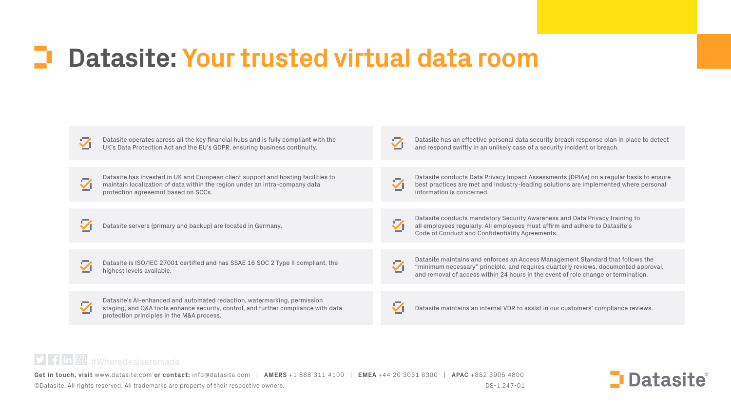# Datasite: Your trusted virtual data room

- Datasite operates across all the key financial hubs and is fully compliant with the UK's Data Protection Act and the EU's GDPR, ensuring business continuity.
- Datasite has invested in UK and European client support and hosting facilities to maintain localization of data within the region under an intra-company data protection agreeemnt based on SCCs.
- Datasite servers (primary and backup) are located in Germany.
- Datasite is ISO/IEC 27001 certified and has SSAE 16 SOC 2 Type II compliant, the highest levels available.
- Datasite's AI-enhanced and automated redaction, watermarking, permission staging, and Q&A tools enhance security, control, and further compliance with data protection principles in the M&A process.
- Datasite has an effective personal data security breach response plan in place to detect and respond swiftly in an unlikely case of a security incident or breach.
- Datasite conducts Data Privacy Impact Assessments (DPIAs) on a regular basis to ensure best practices are met and industry-leading solutions are implemented where personal information is concerned.
- Datasite conducts mandatory Security Awareness and Data Privacy training to all employees regularly. All employees must affirm and adhere to Datasite's Code of Conduct and Confidentiality Agreements.
- Datasite maintains and enforces an Access Management Standard that follows the "minimum necessary" principle, and requires quarterly reviews, documented approval, and removal of access within 24 hours in the event of role change or termination.
- Datasite maintains an internal VDR to assist in our customers' compliance reviews.

#Wheredealsaremade

**Get in touch, visit** www.datasite.com **or contact:** info@datasite.com | **AMERS** +1 888 311 4100 | **EMEA** +44 20 3031 6300 | **APAC** +852 3905 4800

©Datasite. All rights reserved. All trademarks are property of their respective owners.

DS-1.247-01

Datasite®